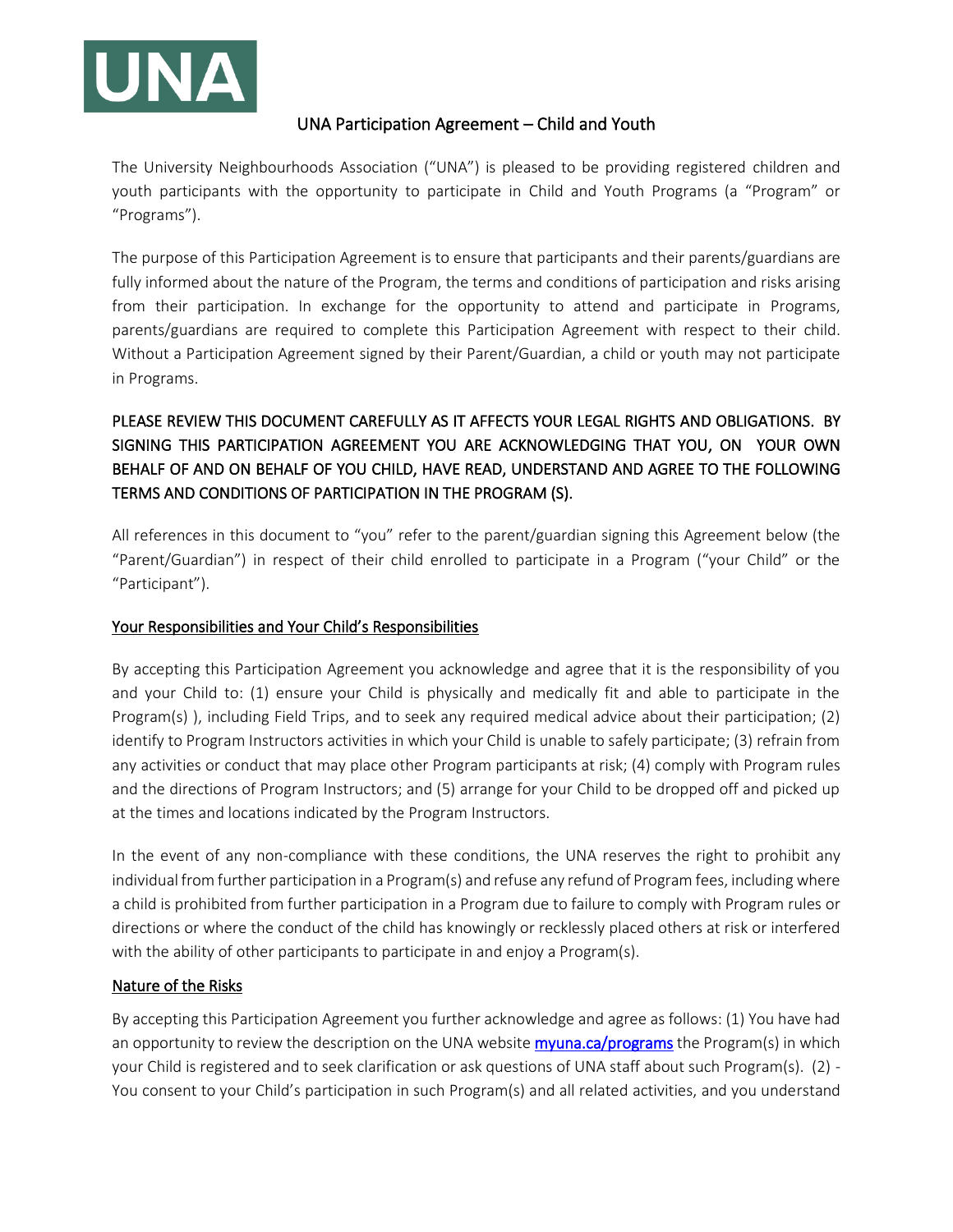UNA

# UNA Participation Agreement – Child and Youth

The University Neighbourhoods Association ("UNA") is pleased to be providing registered children and youth participants with the opportunity to participate in Child and Youth Programs (a "Program" or "Programs").

The purpose of this Participation Agreement is to ensure that participants and their parents/guardians are fully informed about the nature of the Program, the terms and conditions of participation and risks arising from their participation. In exchange for the opportunity to attend and participate in Programs, parents/guardians are required to complete this Participation Agreement with respect to their child. Without a Participation Agreement signed by their Parent/Guardian, a child or youth may not participate in Programs.

PLEASE REVIEW THIS DOCUMENT CAREFULLY AS IT AFFECTS YOUR LEGAL RIGHTS AND OBLIGATIONS. BY SIGNING THIS PARTICIPATION AGREEMENT YOU ARE ACKNOWLEDGING THAT YOU, ON YOUR OWN BEHALF OF AND ON BEHALF OF YOU CHILD, HAVE READ, UNDERSTAND AND AGREE TO THE FOLLOWING TERMS AND CONDITIONS OF PARTICIPATION IN THE PROGRAM (S).

All references in this document to "you" refer to the parent/guardian signing this Agreement below (the "Parent/Guardian") in respect of their child enrolled to participate in a Program ("your Child" or the "Participant").

## Your Responsibilities and Your Child's Responsibilities

By accepting this Participation Agreement you acknowledge and agree that it is the responsibility of you and your Child to: (1) ensure your Child is physically and medically fit and able to participate in the Program(s) ), including Field Trips, and to seek any required medical advice about their participation; (2) identify to Program Instructors activities in which your Child is unable to safely participate; (3) refrain from any activities or conduct that may place other Program participants at risk; (4) comply with Program rules and the directions of Program Instructors; and (5) arrange for your Child to be dropped off and picked up at the times and locations indicated by the Program Instructors.

In the event of any non-compliance with these conditions, the UNA reserves the right to prohibit any individual from further participation in a Program(s) and refuse any refund of Program fees, including where a child is prohibited from further participation in a Program due to failure to comply with Program rules or directions or where the conduct of the child has knowingly or recklessly placed others at risk or interfered with the ability of other participants to participate in and enjoy a Program(s).

## Nature of the Risks

By accepting this Participation Agreement you further acknowledge and agree as follows: (1) You have had an opportunity to review the description on the UNA website [myuna.ca/programs](myuna.ca/programs) the Program(s) in which your Child is registered and to seek clarification or ask questions of UNA staff about such Program(s). (2) - You consent to your Child's participation in such Program(s) and all related activities, and you understand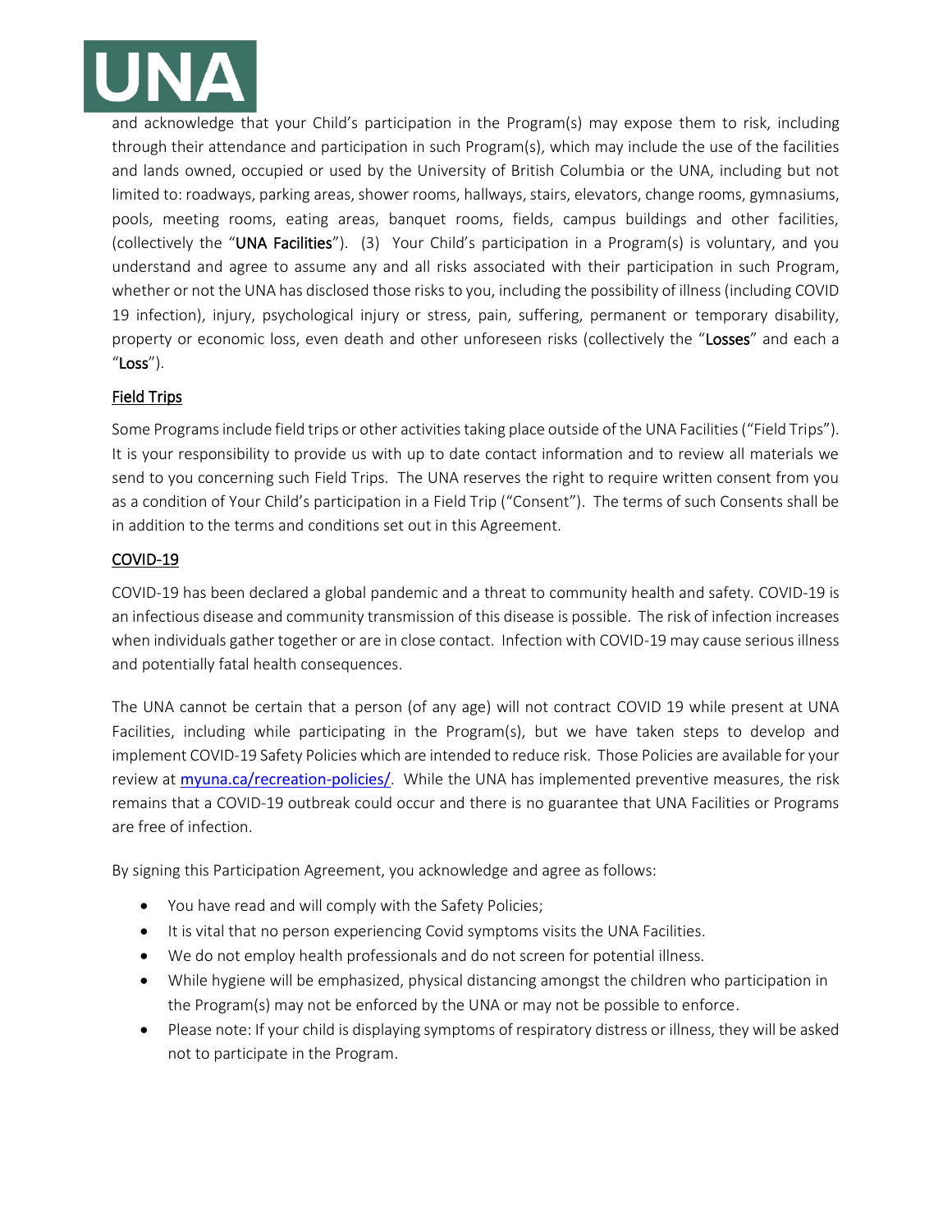and acknowledge that your Child's participation in the Program(s) may expose them to risk, including through their attendance and participation in such Program(s), which may include the use of the facilities and lands owned, occupied or used by the University of British Columbia or the UNA, including but not limited to: roadways, parking areas, shower rooms, hallways, stairs, elevators, change rooms, gymnasiums, pools, meeting rooms, eating areas, banquet rooms, fields, campus buildings and other facilities, (collectively the "**UNA Facilities**"). (3) Your Child's participation in a Program(s) is voluntary, and you understand and agree to assume any and all risks associated with their participation in such Program, whether or not the UNA has disclosed those risks to you, including the possibility of illness (including COVID 19 infection), injury, psychological injury or stress, pain, suffering, permanent or temporary disability, property or economic loss, even death and other unforeseen risks (collectively the "**Losses**" and each a "**Loss**").

## Field Trips

Some Programs include field trips or other activities taking place outside of the UNA Facilities ("Field Trips"). It is your responsibility to provide us with up to date contact information and to review all materials we send to you concerning such Field Trips. The UNA reserves the right to require written consent from you as a condition of Your Child's participation in a Field Trip ("Consent"). The terms of such Consents shall be in addition to the terms and conditions set out in this Agreement.

## COVID-19

COVID-19 has been declared a global pandemic and a threat to community health and safety. COVID-19 is an infectious disease and community transmission of this disease is possible. The risk of infection increases when individuals gather together or are in close contact. Infection with COVID-19 may cause serious illness and potentially fatal health consequences.

The UNA cannot be certain that a person (of any age) will not contract COVID 19 while present at UNA Facilities, including while participating in the Program(s), but we have taken steps to develop and implement COVID-19 Safety Policies which are intended to reduce risk. Those Policies are available for your review at myuna.ca/recreation-policies/. While the UNA has implemented preventive measures, the risk remains that a COVID-19 outbreak could occur and there is no guarantee that UNA Facilities or Programs are free of infection.

By signing this Participation Agreement, you acknowledge and agree as follows:

- You have read and will comply with the Safety Policies;
- It is vital that no person experiencing Covid symptoms visits the UNA Facilities.
- We do not employ health professionals and do not screen for potential illness.
- While hygiene will be emphasized, physical distancing amongst the children who participation in the Program(s) may not be enforced by the UNA or may not be possible to enforce.
- Please note: If your child is displaying symptoms of respiratory distress or illness, they will be asked not to participate in the Program.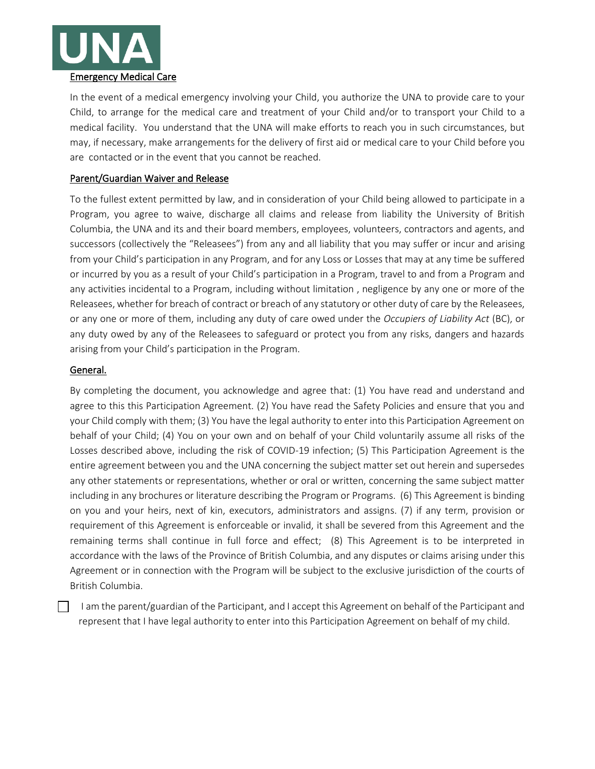UNA

## Emergency Medical Care

In the event of a medical emergency involving your Child, you authorize the UNA to provide care to your Child, to arrange for the medical care and treatment of your Child and/or to transport your Child to a medical facility. You understand that the UNA will make efforts to reach you in such circumstances, but may, if necessary, make arrangements for the delivery of first aid or medical care to your Child before you are contacted or in the event that you cannot be reached.

## Parent/Guardian Waiver and Release

To the fullest extent permitted by law, and in consideration of your Child being allowed to participate in a Program, you agree to waive, discharge all claims and release from liability the University of British Columbia, the UNA and its and their board members, employees, volunteers, contractors and agents, and successors (collectively the "Releasees") from any and all liability that you may suffer or incur and arising from your Child's participation in any Program, and for any Loss or Losses that may at any time be suffered or incurred by you as a result of your Child's participation in a Program, travel to and from a Program and any activities incidental to a Program, including without limitation , negligence by any one or more of the Releasees, whether for breach of contract or breach of any statutory or other duty of care by the Releasees, or any one or more of them, including any duty of care owed under the *Occupiers of Liability Act* (BC), or any duty owed by any of the Releasees to safeguard or protect you from any risks, dangers and hazards arising from your Child's participation in the Program.

## General.

By completing the document, you acknowledge and agree that: (1) You have read and understand and agree to this this Participation Agreement. (2) You have read the Safety Policies and ensure that you and your Child comply with them; (3) You have the legal authority to enter into this Participation Agreement on behalf of your Child; (4) You on your own and on behalf of your Child voluntarily assume all risks of the Losses described above, including the risk of COVID-19 infection; (5) This Participation Agreement is the entire agreement between you and the UNA concerning the subject matter set out herein and supersedes any other statements or representations, whether or oral or written, concerning the same subject matter including in any brochures or literature describing the Program or Programs. (6) This Agreement is binding on you and your heirs, next of kin, executors, administrators and assigns. (7) if any term, provision or requirement of this Agreement is enforceable or invalid, it shall be severed from this Agreement and the remaining terms shall continue in full force and effect; (8) This Agreement is to be interpreted in accordance with the laws of the Province of British Columbia, and any disputes or claims arising under this Agreement or in connection with the Program will be subject to the exclusive jurisdiction of the courts of British Columbia.

☐ I am the parent/guardian of the Participant, and I accept this Agreement on behalf of the Participant and represent that I have legal authority to enter into this Participation Agreement on behalf of my child.